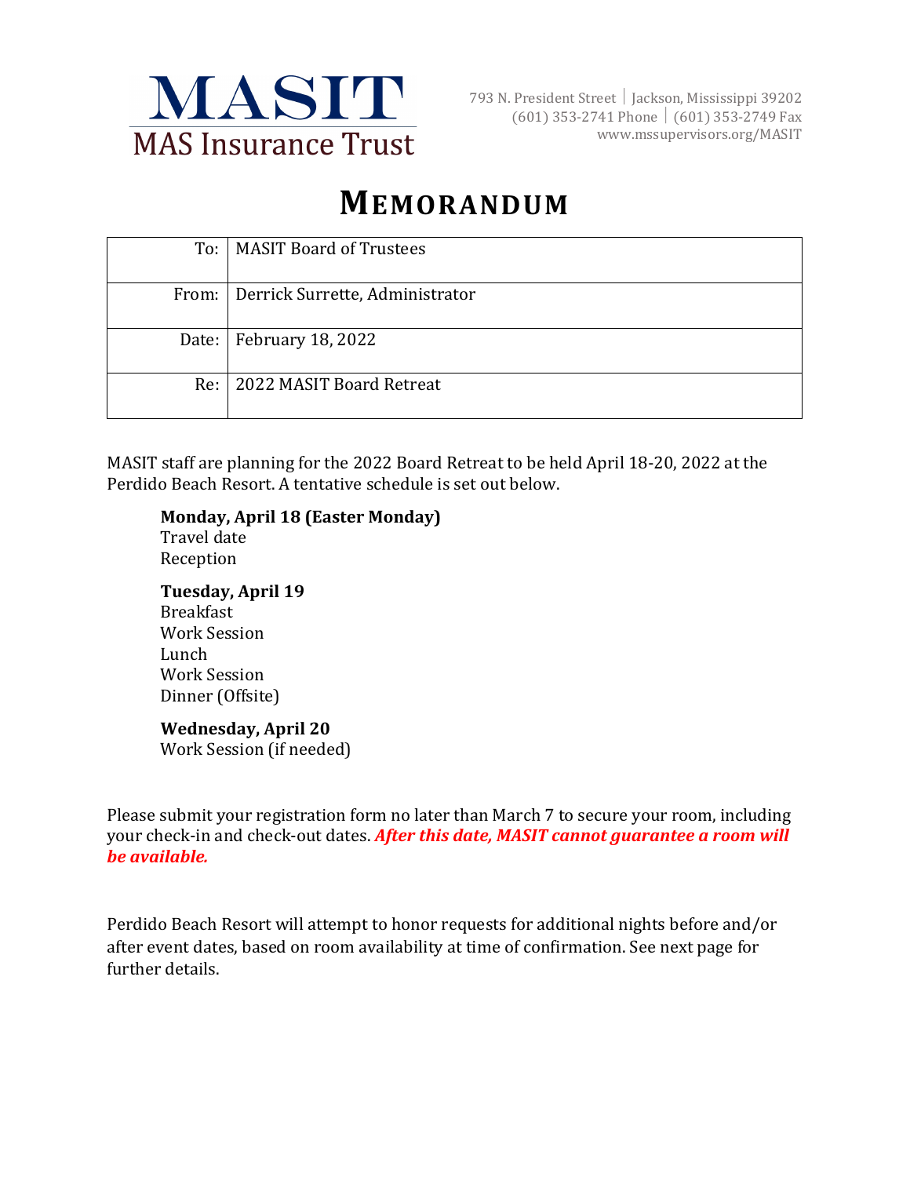# MASIT

MAS Insurance Trust

793 N. President Street | Jackson, Mississippi 39202
(601) 353-2741 Phone | (601) 353-2749 Fax
www.mssupervisors.org/MASIT

# MEMORANDUM

| | |
|---|---|
| To: | MASIT Board of Trustees |
| From: | Derrick Surrette, Administrator |
| Date: | February 18, 2022 |
| Re: | 2022 MASIT Board Retreat |

MASIT staff are planning for the 2022 Board Retreat to be held April 18-20, 2022 at the Perdido Beach Resort. A tentative schedule is set out below.

**Monday, April 18 (Easter Monday)**
Travel date
Reception

**Tuesday, April 19**
Breakfast
Work Session
Lunch
Work Session
Dinner (Offsite)

**Wednesday, April 20**
Work Session (if needed)

Please submit your registration form no later than March 7 to secure your room, including your check-in and check-out dates. ***After this date, MASIT cannot guarantee a room will be available.***

Perdido Beach Resort will attempt to honor requests for additional nights before and/or after event dates, based on room availability at time of confirmation. See next page for further details.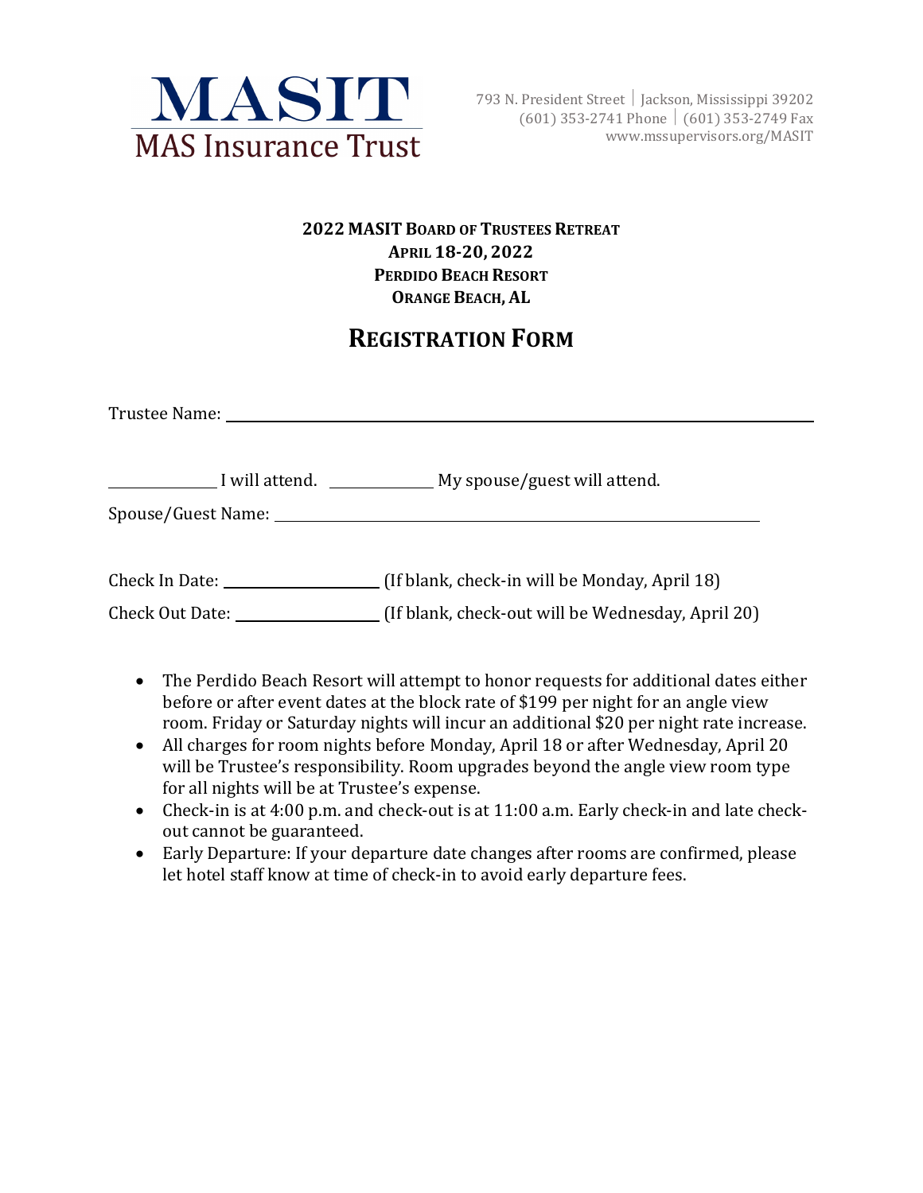**MASIT**
MAS Insurance Trust

793 N. President Street | Jackson, Mississippi 39202
(601) 353-2741 Phone | (601) 353-2749 Fax
www.mssupervisors.org/MASIT

**2022 MASIT BOARD OF TRUSTEES RETREAT**
**APRIL 18-20, 2022**
**PERDIDO BEACH RESORT**
**ORANGE BEACH, AL**

## REGISTRATION FORM

Trustee Name: ______________________________________________

__________ I will attend. __________ My spouse/guest will attend.

Spouse/Guest Name: ______________________________________________

Check In Date: ______________ (If blank, check-in will be Monday, April 18)

Check Out Date: ______________ (If blank, check-out will be Wednesday, April 20)

- The Perdido Beach Resort will attempt to honor requests for additional dates either before or after event dates at the block rate of $199 per night for an angle view room. Friday or Saturday nights will incur an additional $20 per night rate increase.
- All charges for room nights before Monday, April 18 or after Wednesday, April 20 will be Trustee's responsibility. Room upgrades beyond the angle view room type for all nights will be at Trustee's expense.
- Check-in is at 4:00 p.m. and check-out is at 11:00 a.m. Early check-in and late check-out cannot be guaranteed.
- Early Departure: If your departure date changes after rooms are confirmed, please let hotel staff know at time of check-in to avoid early departure fees.